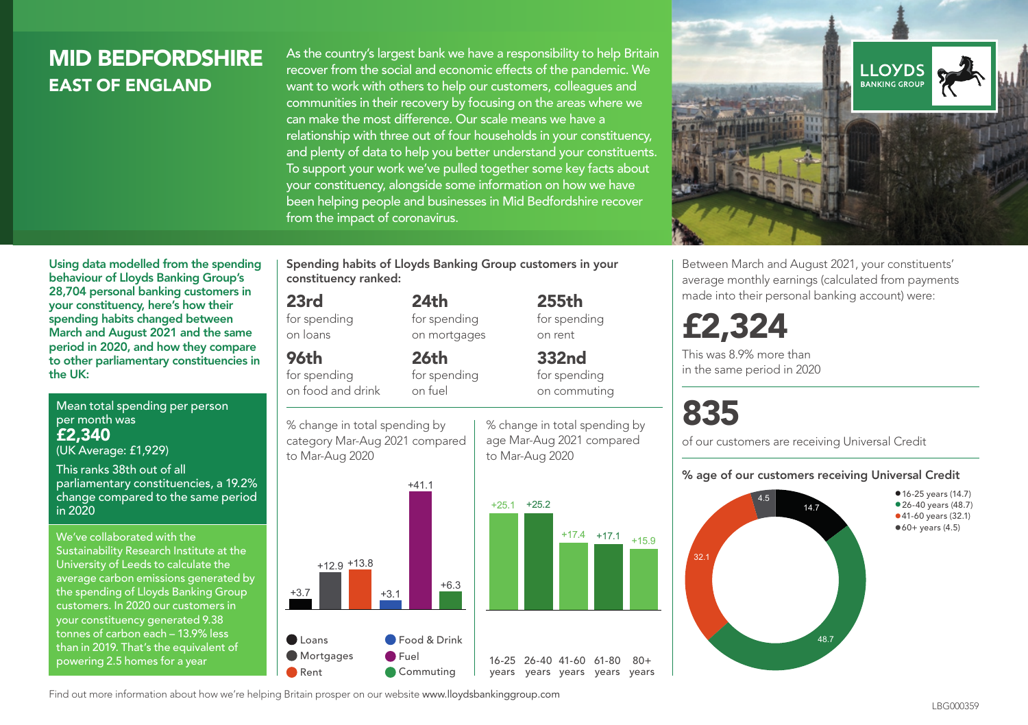# MID BEDFORDSHIRE
## EAST OF ENGLAND

As the country's largest bank we have a responsibility to help Britain recover from the social and economic effects of the pandemic. We want to work with others to help our customers, colleagues and communities in their recovery by focusing on the areas where we can make the most difference. Our scale means we have a relationship with three out of four households in your constituency, and plenty of data to help you better understand your constituents. To support your work we've pulled together some key facts about your constituency, alongside some information on how we have been helping people and businesses in Mid Bedfordshire recover from the impact of coronavirus.

LLOYDS BANKING GROUP

**Using data modelled from the spending behaviour of Lloyds Banking Group's 28,704 personal banking customers in your constituency, here's how their spending habits changed between March and August 2021 and the same period in 2020, and how they compare to other parliamentary constituencies in the UK:**

Mean total spending per person per month was
**£2,340**
(UK Average: £1,929)

This ranks 38th out of all parliamentary constituencies, a 19.2% change compared to the same period in 2020

We've collaborated with the Sustainability Research Institute at the University of Leeds to calculate the average carbon emissions generated by the spending of Lloyds Banking Group customers. In 2020 our customers in your constituency generated 9.38 tonnes of carbon each – 13.9% less than in 2019. That's the equivalent of powering 2.5 homes for a year

**Spending habits of Lloyds Banking Group customers in your constituency ranked:**

**23rd** for spending on loans

**24th** for spending on mortgages

**255th** for spending on rent

**96th** for spending on food and drink

**26th** for spending on fuel

**332nd** for spending on commuting

% change in total spending by category Mar-Aug 2021 compared to Mar-Aug 2020

| Category | % change |
|---|---|
| Loans | +3.7 |
| Mortgages | +12.9 |
| Rent | +13.8 |
| Food & Drink | +3.1 |
| Fuel | +41.1 |
| Commuting | +6.3 |

% change in total spending by age Mar-Aug 2021 compared to Mar-Aug 2020

| Age | % change |
|---|---|
| 16-25 years | +25.1 |
| 26-40 years | +25.2 |
| 41-60 years | +17.4 |
| 61-80 years | +17.1 |
| 80+ years | +15.9 |

Between March and August 2021, your constituents' average monthly earnings (calculated from payments made into their personal banking account) were:

**£2,324**

This was 8.9% more than in the same period in 2020

**835**

of our customers are receiving Universal Credit

**% age of our customers receiving Universal Credit**

| Age | % |
|---|---|
| 16-25 years | 14.7 |
| 26-40 years | 48.7 |
| 41-60 years | 32.1 |
| 60+ years | 4.5 |

Find out more information about how we're helping Britain prosper on our website www.lloydsbankinggroup.com

LBG000359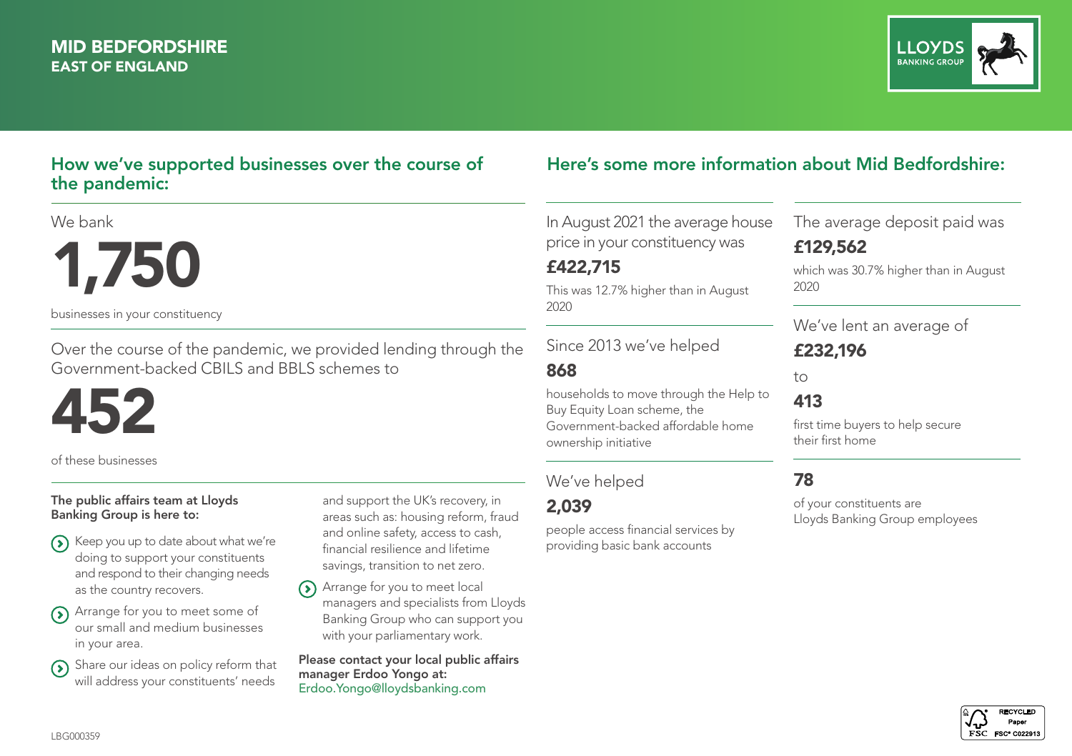# MID BEDFORDSHIRE
## EAST OF ENGLAND

LLOYDS BANKING GROUP

## How we've supported businesses over the course of the pandemic:

We bank

**1,750**

businesses in your constituency

Over the course of the pandemic, we provided lending through the Government-backed CBILS and BBLS schemes to

**452**

of these businesses

**The public affairs team at Lloyds Banking Group is here to:**

- Keep you up to date about what we're doing to support your constituents and respond to their changing needs as the country recovers.
- Arrange for you to meet some of our small and medium businesses in your area.
- Share our ideas on policy reform that will address your constituents' needs and support the UK's recovery, in areas such as: housing reform, fraud and online safety, access to cash, financial resilience and lifetime savings, transition to net zero.
- Arrange for you to meet local managers and specialists from Lloyds Banking Group who can support you with your parliamentary work.

**Please contact your local public affairs manager Erdoo Yongo at:**
Erdoo.Yongo@lloydsbanking.com

## Here's some more information about Mid Bedfordshire:

In August 2021 the average house price in your constituency was

**£422,715**

This was 12.7% higher than in August 2020

Since 2013 we've helped

**868**

households to move through the Help to Buy Equity Loan scheme, the Government-backed affordable home ownership initiative

We've helped

**2,039**

people access financial services by providing basic bank accounts

The average deposit paid was

**£129,562**

which was 30.7% higher than in August 2020

We've lent an average of

**£232,196**

to

**413**

first time buyers to help secure their first home

**78**

of your constituents are Lloyds Banking Group employees

LBG000359

RECYCLED Paper FSC FSC® C022913